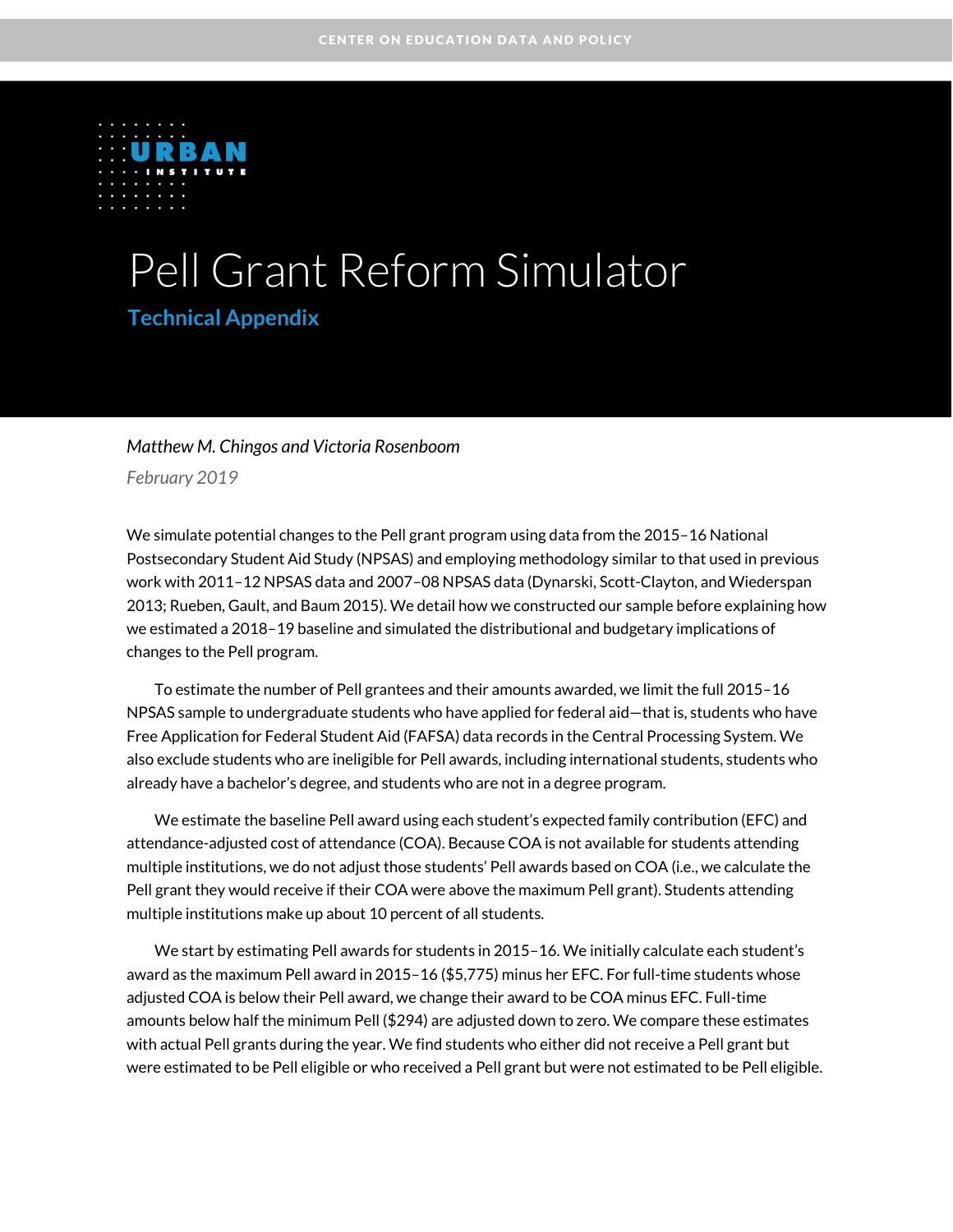CENTER ON EDUCATION DATA AND POLICY

URBAN INSTITUTE

# Pell Grant Reform Simulator

## Technical Appendix

*Matthew M. Chingos and Victoria Rosenboom*

*February 2019*

We simulate potential changes to the Pell grant program using data from the 2015–16 National Postsecondary Student Aid Study (NPSAS) and employing methodology similar to that used in previous work with 2011–12 NPSAS data and 2007–08 NPSAS data (Dynarski, Scott-Clayton, and Wiederspan 2013; Rueben, Gault, and Baum 2015). We detail how we constructed our sample before explaining how we estimated a 2018–19 baseline and simulated the distributional and budgetary implications of changes to the Pell program.

To estimate the number of Pell grantees and their amounts awarded, we limit the full 2015–16 NPSAS sample to undergraduate students who have applied for federal aid—that is, students who have Free Application for Federal Student Aid (FAFSA) data records in the Central Processing System. We also exclude students who are ineligible for Pell awards, including international students, students who already have a bachelor's degree, and students who are not in a degree program.

We estimate the baseline Pell award using each student's expected family contribution (EFC) and attendance-adjusted cost of attendance (COA). Because COA is not available for students attending multiple institutions, we do not adjust those students' Pell awards based on COA (i.e., we calculate the Pell grant they would receive if their COA were above the maximum Pell grant). Students attending multiple institutions make up about 10 percent of all students.

We start by estimating Pell awards for students in 2015–16. We initially calculate each student's award as the maximum Pell award in 2015–16 ($5,775) minus her EFC. For full-time students whose adjusted COA is below their Pell award, we change their award to be COA minus EFC. Full-time amounts below half the minimum Pell ($294) are adjusted down to zero. We compare these estimates with actual Pell grants during the year. We find students who either did not receive a Pell grant but were estimated to be Pell eligible or who received a Pell grant but were not estimated to be Pell eligible.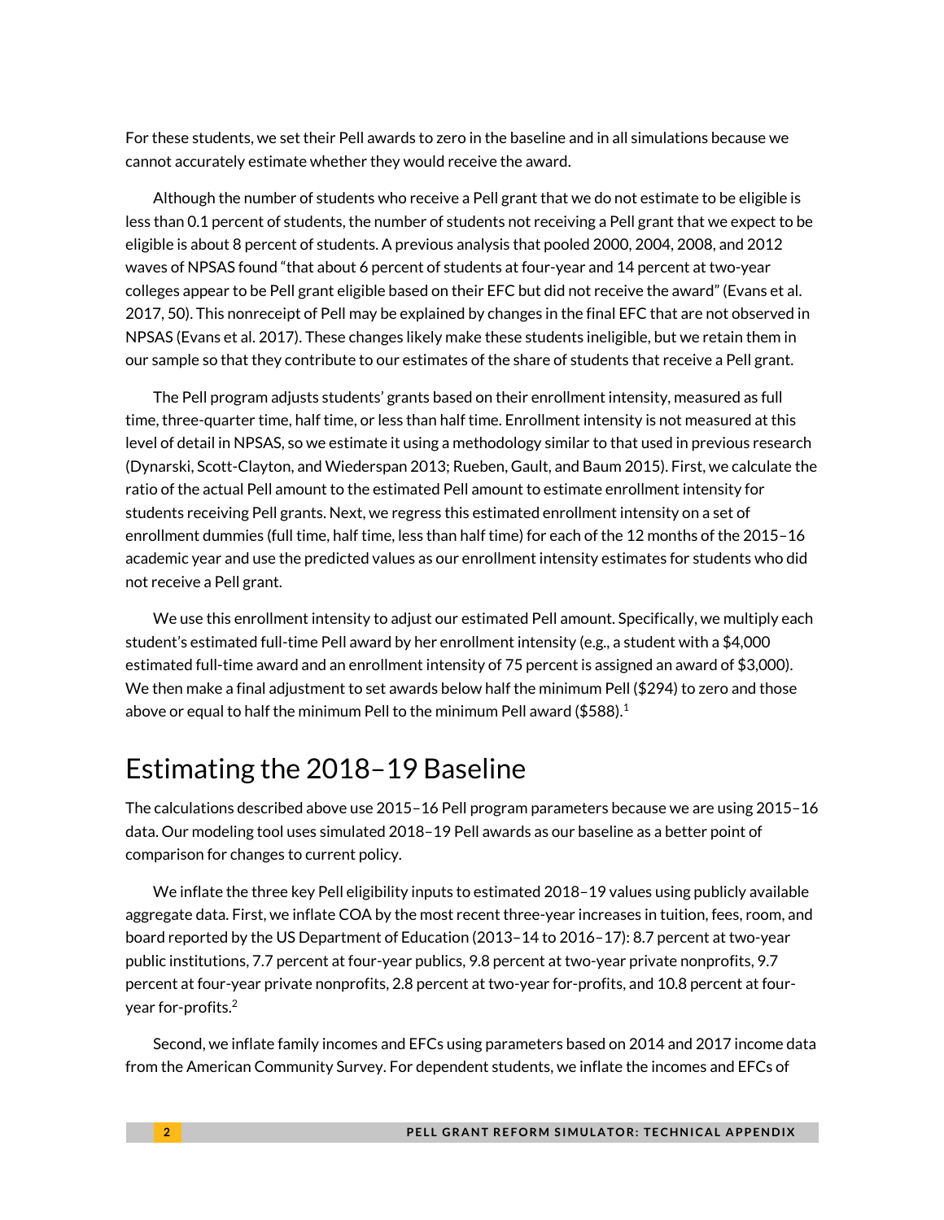For these students, we set their Pell awards to zero in the baseline and in all simulations because we cannot accurately estimate whether they would receive the award.

Although the number of students who receive a Pell grant that we do not estimate to be eligible is less than 0.1 percent of students, the number of students not receiving a Pell grant that we expect to be eligible is about 8 percent of students. A previous analysis that pooled 2000, 2004, 2008, and 2012 waves of NPSAS found "that about 6 percent of students at four-year and 14 percent at two-year colleges appear to be Pell grant eligible based on their EFC but did not receive the award" (Evans et al. 2017, 50). This nonreceipt of Pell may be explained by changes in the final EFC that are not observed in NPSAS (Evans et al. 2017). These changes likely make these students ineligible, but we retain them in our sample so that they contribute to our estimates of the share of students that receive a Pell grant.

The Pell program adjusts students' grants based on their enrollment intensity, measured as full time, three-quarter time, half time, or less than half time. Enrollment intensity is not measured at this level of detail in NPSAS, so we estimate it using a methodology similar to that used in previous research (Dynarski, Scott-Clayton, and Wiederspan 2013; Rueben, Gault, and Baum 2015). First, we calculate the ratio of the actual Pell amount to the estimated Pell amount to estimate enrollment intensity for students receiving Pell grants. Next, we regress this estimated enrollment intensity on a set of enrollment dummies (full time, half time, less than half time) for each of the 12 months of the 2015–16 academic year and use the predicted values as our enrollment intensity estimates for students who did not receive a Pell grant.

We use this enrollment intensity to adjust our estimated Pell amount. Specifically, we multiply each student's estimated full-time Pell award by her enrollment intensity (e.g., a student with a $4,000 estimated full-time award and an enrollment intensity of 75 percent is assigned an award of $3,000). We then make a final adjustment to set awards below half the minimum Pell ($294) to zero and those above or equal to half the minimum Pell to the minimum Pell award ($588).[1]

## Estimating the 2018–19 Baseline

The calculations described above use 2015–16 Pell program parameters because we are using 2015–16 data. Our modeling tool uses simulated 2018–19 Pell awards as our baseline as a better point of comparison for changes to current policy.

We inflate the three key Pell eligibility inputs to estimated 2018–19 values using publicly available aggregate data. First, we inflate COA by the most recent three-year increases in tuition, fees, room, and board reported by the US Department of Education (2013–14 to 2016–17): 8.7 percent at two-year public institutions, 7.7 percent at four-year publics, 9.8 percent at two-year private nonprofits, 9.7 percent at four-year private nonprofits, 2.8 percent at two-year for-profits, and 10.8 percent at four-year for-profits.[2]

Second, we inflate family incomes and EFCs using parameters based on 2014 and 2017 income data from the American Community Survey. For dependent students, we inflate the incomes and EFCs of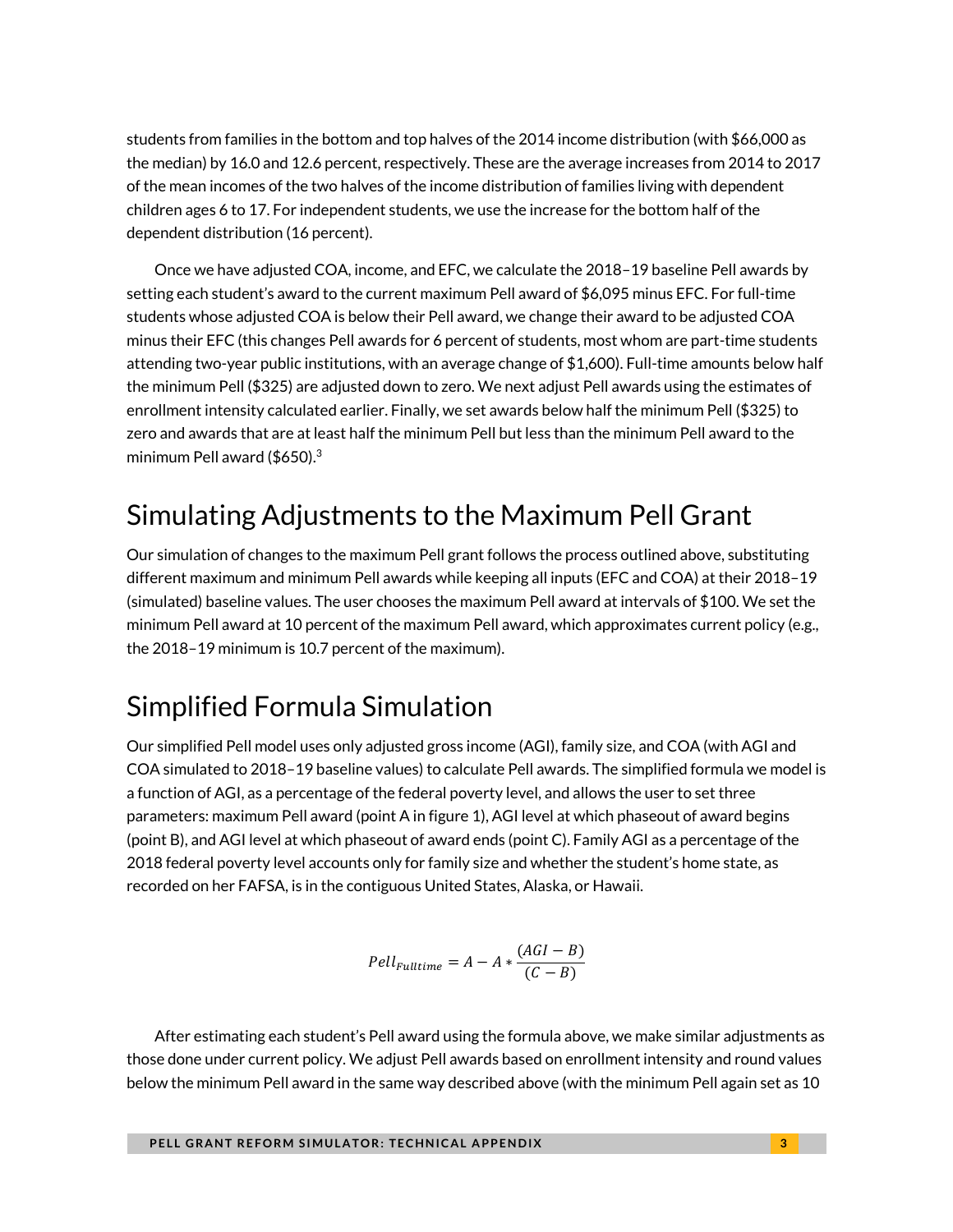students from families in the bottom and top halves of the 2014 income distribution (with $66,000 as the median) by 16.0 and 12.6 percent, respectively. These are the average increases from 2014 to 2017 of the mean incomes of the two halves of the income distribution of families living with dependent children ages 6 to 17. For independent students, we use the increase for the bottom half of the dependent distribution (16 percent).

Once we have adjusted COA, income, and EFC, we calculate the 2018–19 baseline Pell awards by setting each student's award to the current maximum Pell award of $6,095 minus EFC. For full-time students whose adjusted COA is below their Pell award, we change their award to be adjusted COA minus their EFC (this changes Pell awards for 6 percent of students, most whom are part-time students attending two-year public institutions, with an average change of $1,600). Full-time amounts below half the minimum Pell ($325) are adjusted down to zero. We next adjust Pell awards using the estimates of enrollment intensity calculated earlier. Finally, we set awards below half the minimum Pell ($325) to zero and awards that are at least half the minimum Pell but less than the minimum Pell award to the minimum Pell award ($650).[3]

## Simulating Adjustments to the Maximum Pell Grant

Our simulation of changes to the maximum Pell grant follows the process outlined above, substituting different maximum and minimum Pell awards while keeping all inputs (EFC and COA) at their 2018–19 (simulated) baseline values. The user chooses the maximum Pell award at intervals of $100. We set the minimum Pell award at 10 percent of the maximum Pell award, which approximates current policy (e.g., the 2018–19 minimum is 10.7 percent of the maximum).

## Simplified Formula Simulation

Our simplified Pell model uses only adjusted gross income (AGI), family size, and COA (with AGI and COA simulated to 2018–19 baseline values) to calculate Pell awards. The simplified formula we model is a function of AGI, as a percentage of the federal poverty level, and allows the user to set three parameters: maximum Pell award (point A in figure 1), AGI level at which phaseout of award begins (point B), and AGI level at which phaseout of award ends (point C). Family AGI as a percentage of the 2018 federal poverty level accounts only for family size and whether the student's home state, as recorded on her FAFSA, is in the contiguous United States, Alaska, or Hawaii.

$$Pell_{Fulltime} = A - A * \frac{(AGI - B)}{(C - B)}$$

After estimating each student's Pell award using the formula above, we make similar adjustments as those done under current policy. We adjust Pell awards based on enrollment intensity and round values below the minimum Pell award in the same way described above (with the minimum Pell again set as 10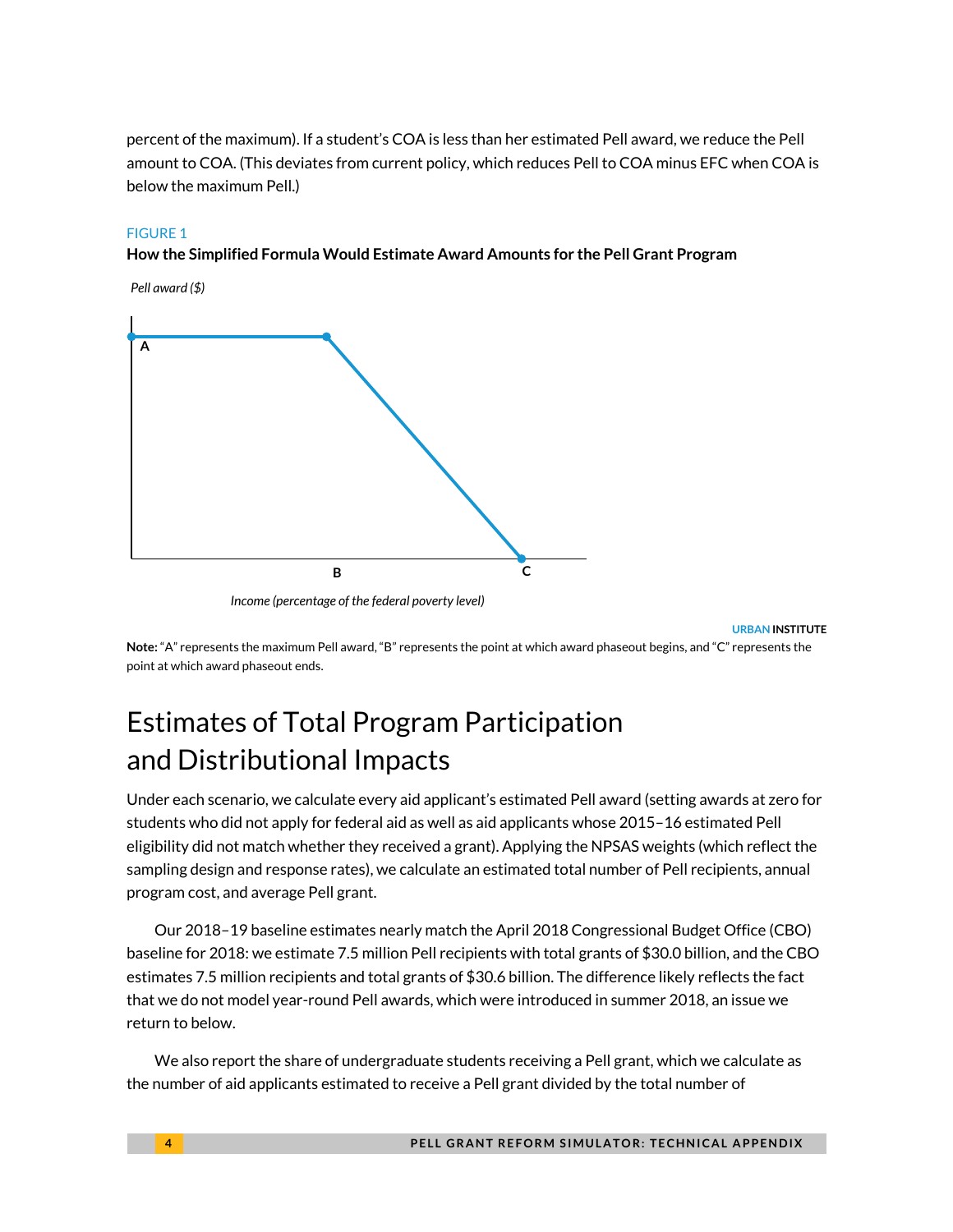percent of the maximum). If a student's COA is less than her estimated Pell award, we reduce the Pell amount to COA. (This deviates from current policy, which reduces Pell to COA minus EFC when COA is below the maximum Pell.)

FIGURE 1

**How the Simplified Formula Would Estimate Award Amounts for the Pell Grant Program**

*Pell award ($)*

A

B

C

*Income (percentage of the federal poverty level)*

URBAN INSTITUTE

**Note:** "A" represents the maximum Pell award, "B" represents the point at which award phaseout begins, and "C" represents the point at which award phaseout ends.

# Estimates of Total Program Participation and Distributional Impacts

Under each scenario, we calculate every aid applicant's estimated Pell award (setting awards at zero for students who did not apply for federal aid as well as aid applicants whose 2015–16 estimated Pell eligibility did not match whether they received a grant). Applying the NPSAS weights (which reflect the sampling design and response rates), we calculate an estimated total number of Pell recipients, annual program cost, and average Pell grant.

Our 2018–19 baseline estimates nearly match the April 2018 Congressional Budget Office (CBO) baseline for 2018: we estimate 7.5 million Pell recipients with total grants of $30.0 billion, and the CBO estimates 7.5 million recipients and total grants of $30.6 billion. The difference likely reflects the fact that we do not model year-round Pell awards, which were introduced in summer 2018, an issue we return to below.

We also report the share of undergraduate students receiving a Pell grant, which we calculate as the number of aid applicants estimated to receive a Pell grant divided by the total number of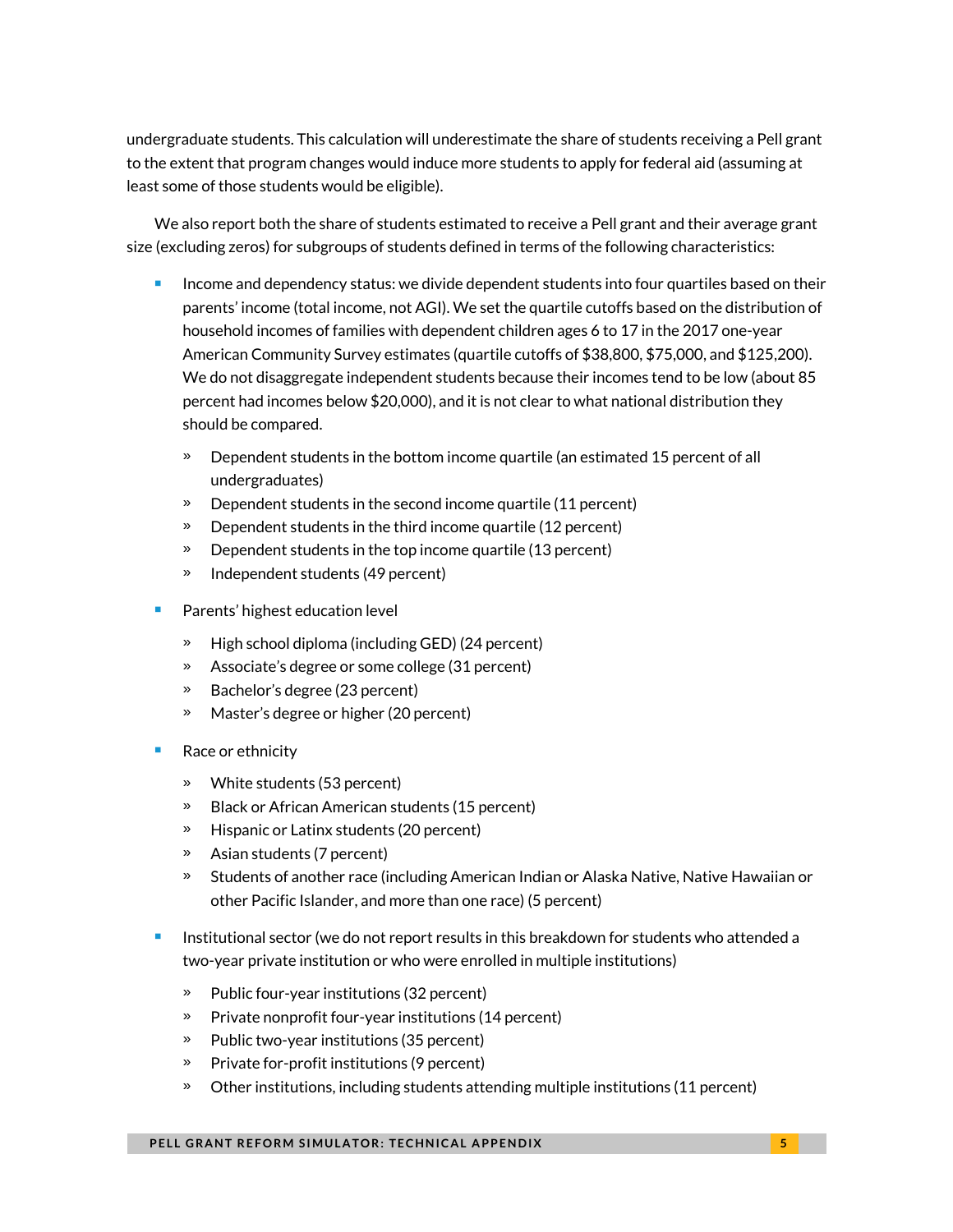undergraduate students. This calculation will underestimate the share of students receiving a Pell grant to the extent that program changes would induce more students to apply for federal aid (assuming at least some of those students would be eligible).

We also report both the share of students estimated to receive a Pell grant and their average grant size (excluding zeros) for subgroups of students defined in terms of the following characteristics:

- Income and dependency status: we divide dependent students into four quartiles based on their parents' income (total income, not AGI). We set the quartile cutoffs based on the distribution of household incomes of families with dependent children ages 6 to 17 in the 2017 one-year American Community Survey estimates (quartile cutoffs of $38,800, $75,000, and $125,200). We do not disaggregate independent students because their incomes tend to be low (about 85 percent had incomes below $20,000), and it is not clear to what national distribution they should be compared.
  - Dependent students in the bottom income quartile (an estimated 15 percent of all undergraduates)
  - Dependent students in the second income quartile (11 percent)
  - Dependent students in the third income quartile (12 percent)
  - Dependent students in the top income quartile (13 percent)
  - Independent students (49 percent)
- Parents' highest education level
  - High school diploma (including GED) (24 percent)
  - Associate's degree or some college (31 percent)
  - Bachelor's degree (23 percent)
  - Master's degree or higher (20 percent)
- Race or ethnicity
  - White students (53 percent)
  - Black or African American students (15 percent)
  - Hispanic or Latinx students (20 percent)
  - Asian students (7 percent)
  - Students of another race (including American Indian or Alaska Native, Native Hawaiian or other Pacific Islander, and more than one race) (5 percent)
- Institutional sector (we do not report results in this breakdown for students who attended a two-year private institution or who were enrolled in multiple institutions)
  - Public four-year institutions (32 percent)
  - Private nonprofit four-year institutions (14 percent)
  - Public two-year institutions (35 percent)
  - Private for-profit institutions (9 percent)
  - Other institutions, including students attending multiple institutions (11 percent)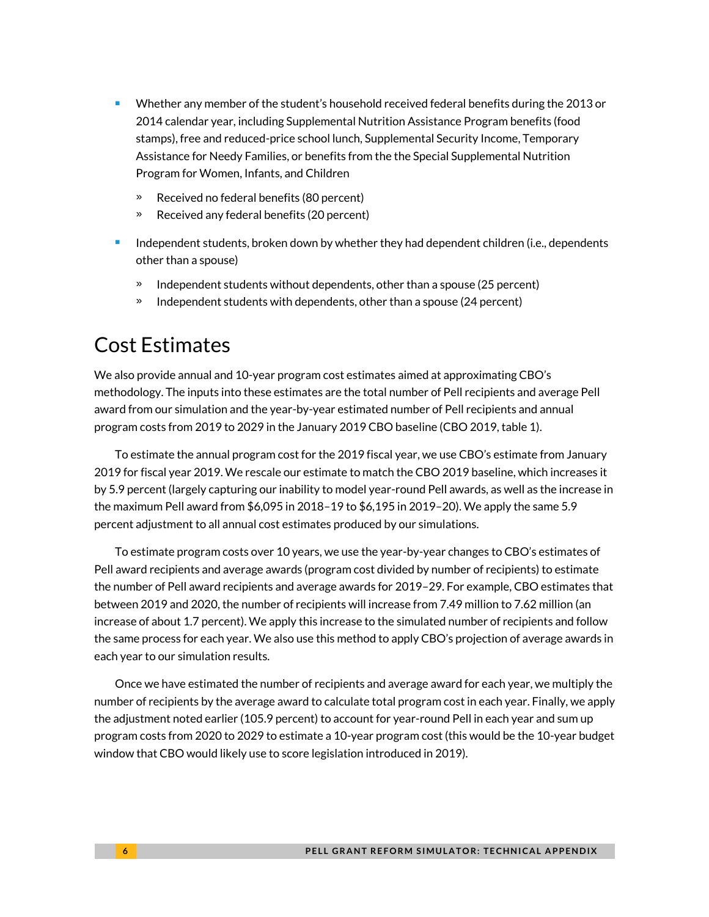- Whether any member of the student's household received federal benefits during the 2013 or 2014 calendar year, including Supplemental Nutrition Assistance Program benefits (food stamps), free and reduced-price school lunch, Supplemental Security Income, Temporary Assistance for Needy Families, or benefits from the the Special Supplemental Nutrition Program for Women, Infants, and Children
  - Received no federal benefits (80 percent)
  - Received any federal benefits (20 percent)
- Independent students, broken down by whether they had dependent children (i.e., dependents other than a spouse)
  - Independent students without dependents, other than a spouse (25 percent)
  - Independent students with dependents, other than a spouse (24 percent)

## Cost Estimates

We also provide annual and 10-year program cost estimates aimed at approximating CBO's methodology. The inputs into these estimates are the total number of Pell recipients and average Pell award from our simulation and the year-by-year estimated number of Pell recipients and annual program costs from 2019 to 2029 in the January 2019 CBO baseline (CBO 2019, table 1).

To estimate the annual program cost for the 2019 fiscal year, we use CBO's estimate from January 2019 for fiscal year 2019. We rescale our estimate to match the CBO 2019 baseline, which increases it by 5.9 percent (largely capturing our inability to model year-round Pell awards, as well as the increase in the maximum Pell award from $6,095 in 2018–19 to $6,195 in 2019–20). We apply the same 5.9 percent adjustment to all annual cost estimates produced by our simulations.

To estimate program costs over 10 years, we use the year-by-year changes to CBO's estimates of Pell award recipients and average awards (program cost divided by number of recipients) to estimate the number of Pell award recipients and average awards for 2019–29. For example, CBO estimates that between 2019 and 2020, the number of recipients will increase from 7.49 million to 7.62 million (an increase of about 1.7 percent). We apply this increase to the simulated number of recipients and follow the same process for each year. We also use this method to apply CBO's projection of average awards in each year to our simulation results.

Once we have estimated the number of recipients and average award for each year, we multiply the number of recipients by the average award to calculate total program cost in each year. Finally, we apply the adjustment noted earlier (105.9 percent) to account for year-round Pell in each year and sum up program costs from 2020 to 2029 to estimate a 10-year program cost (this would be the 10-year budget window that CBO would likely use to score legislation introduced in 2019).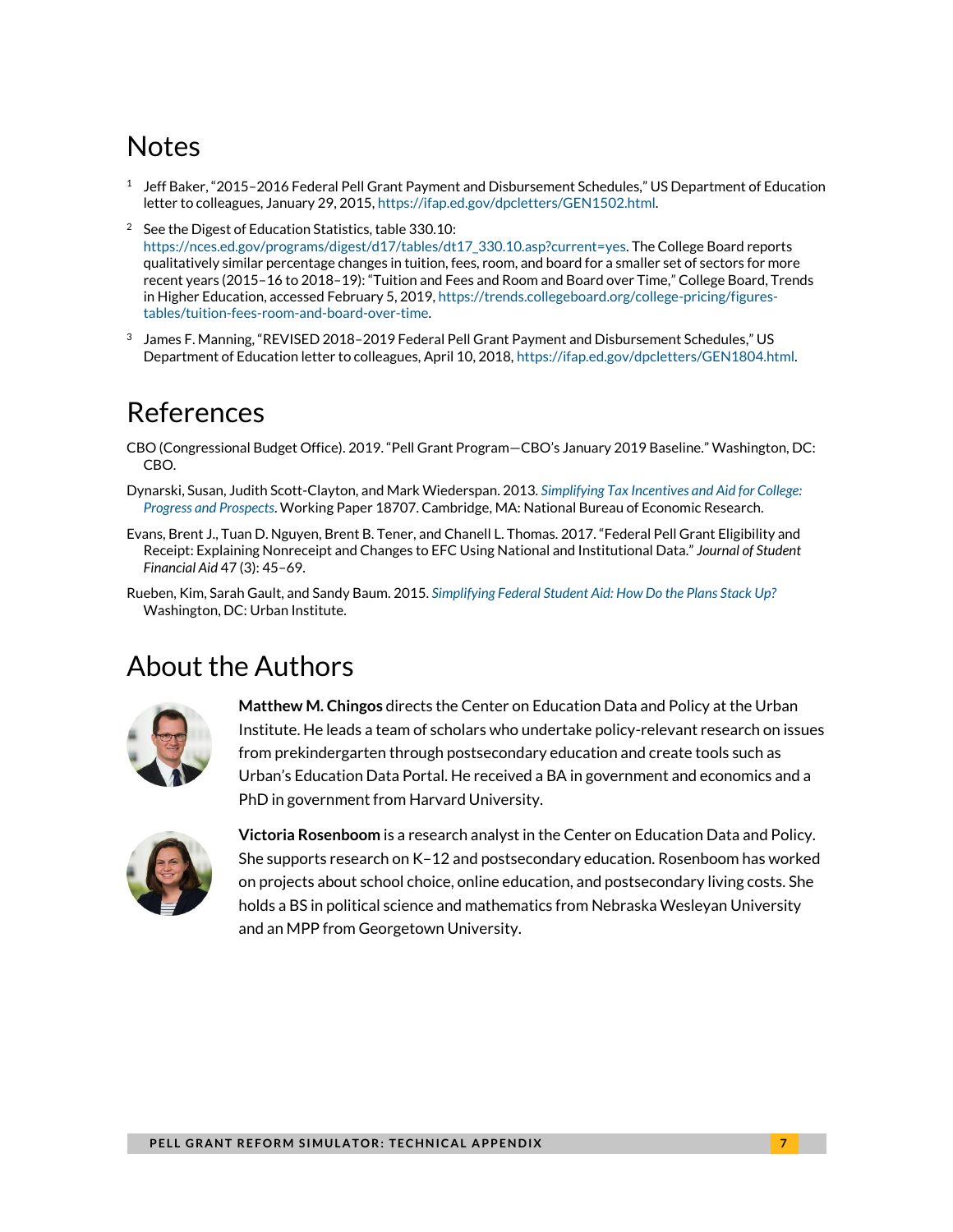## Notes

1. Jeff Baker, "2015–2016 Federal Pell Grant Payment and Disbursement Schedules," US Department of Education letter to colleagues, January 29, 2015, https://ifap.ed.gov/dpcletters/GEN1502.html.

2. See the Digest of Education Statistics, table 330.10: https://nces.ed.gov/programs/digest/d17/tables/dt17_330.10.asp?current=yes. The College Board reports qualitatively similar percentage changes in tuition, fees, room, and board for a smaller set of sectors for more recent years (2015–16 to 2018–19): "Tuition and Fees and Room and Board over Time," College Board, Trends in Higher Education, accessed February 5, 2019, https://trends.collegeboard.org/college-pricing/figures-tables/tuition-fees-room-and-board-over-time.

3. James F. Manning, "REVISED 2018–2019 Federal Pell Grant Payment and Disbursement Schedules," US Department of Education letter to colleagues, April 10, 2018, https://ifap.ed.gov/dpcletters/GEN1804.html.

## References

CBO (Congressional Budget Office). 2019. "Pell Grant Program—CBO's January 2019 Baseline." Washington, DC: CBO.

Dynarski, Susan, Judith Scott-Clayton, and Mark Wiederspan. 2013. *Simplifying Tax Incentives and Aid for College: Progress and Prospects*. Working Paper 18707. Cambridge, MA: National Bureau of Economic Research.

Evans, Brent J., Tuan D. Nguyen, Brent B. Tener, and Chanell L. Thomas. 2017. "Federal Pell Grant Eligibility and Receipt: Explaining Nonreceipt and Changes to EFC Using National and Institutional Data." *Journal of Student Financial Aid* 47 (3): 45–69.

Rueben, Kim, Sarah Gault, and Sandy Baum. 2015. *Simplifying Federal Student Aid: How Do the Plans Stack Up?* Washington, DC: Urban Institute.

## About the Authors

**Matthew M. Chingos** directs the Center on Education Data and Policy at the Urban Institute. He leads a team of scholars who undertake policy-relevant research on issues from prekindergarten through postsecondary education and create tools such as Urban's Education Data Portal. He received a BA in government and economics and a PhD in government from Harvard University.

**Victoria Rosenboom** is a research analyst in the Center on Education Data and Policy. She supports research on K–12 and postsecondary education. Rosenboom has worked on projects about school choice, online education, and postsecondary living costs. She holds a BS in political science and mathematics from Nebraska Wesleyan University and an MPP from Georgetown University.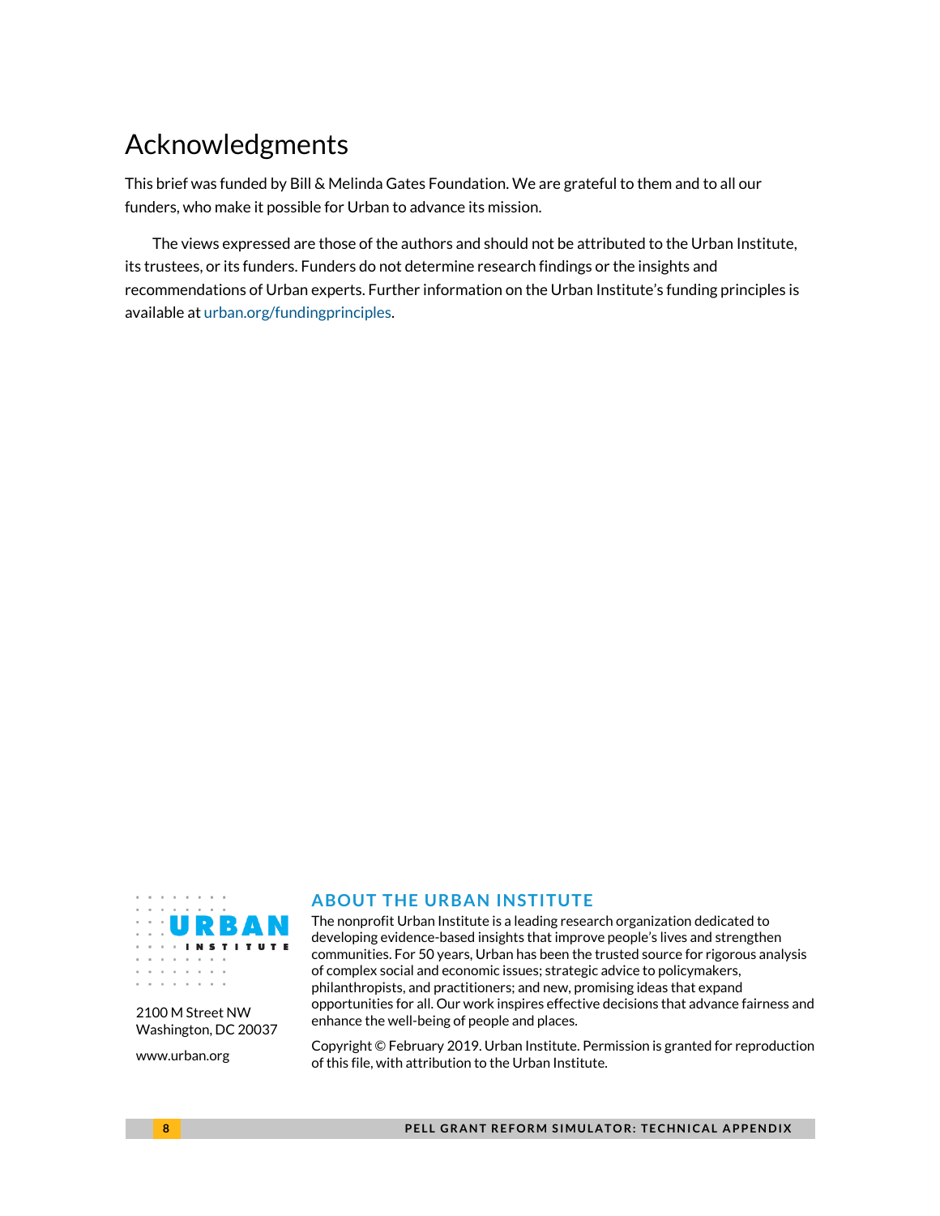## Acknowledgments

This brief was funded by Bill & Melinda Gates Foundation. We are grateful to them and to all our funders, who make it possible for Urban to advance its mission.

The views expressed are those of the authors and should not be attributed to the Urban Institute, its trustees, or its funders. Funders do not determine research findings or the insights and recommendations of Urban experts. Further information on the Urban Institute's funding principles is available at urban.org/fundingprinciples.

URBAN INSTITUTE

2100 M Street NW
Washington, DC 20037

www.urban.org

### ABOUT THE URBAN INSTITUTE

The nonprofit Urban Institute is a leading research organization dedicated to developing evidence-based insights that improve people's lives and strengthen communities. For 50 years, Urban has been the trusted source for rigorous analysis of complex social and economic issues; strategic advice to policymakers, philanthropists, and practitioners; and new, promising ideas that expand opportunities for all. Our work inspires effective decisions that advance fairness and enhance the well-being of people and places.

Copyright © February 2019. Urban Institute. Permission is granted for reproduction of this file, with attribution to the Urban Institute.